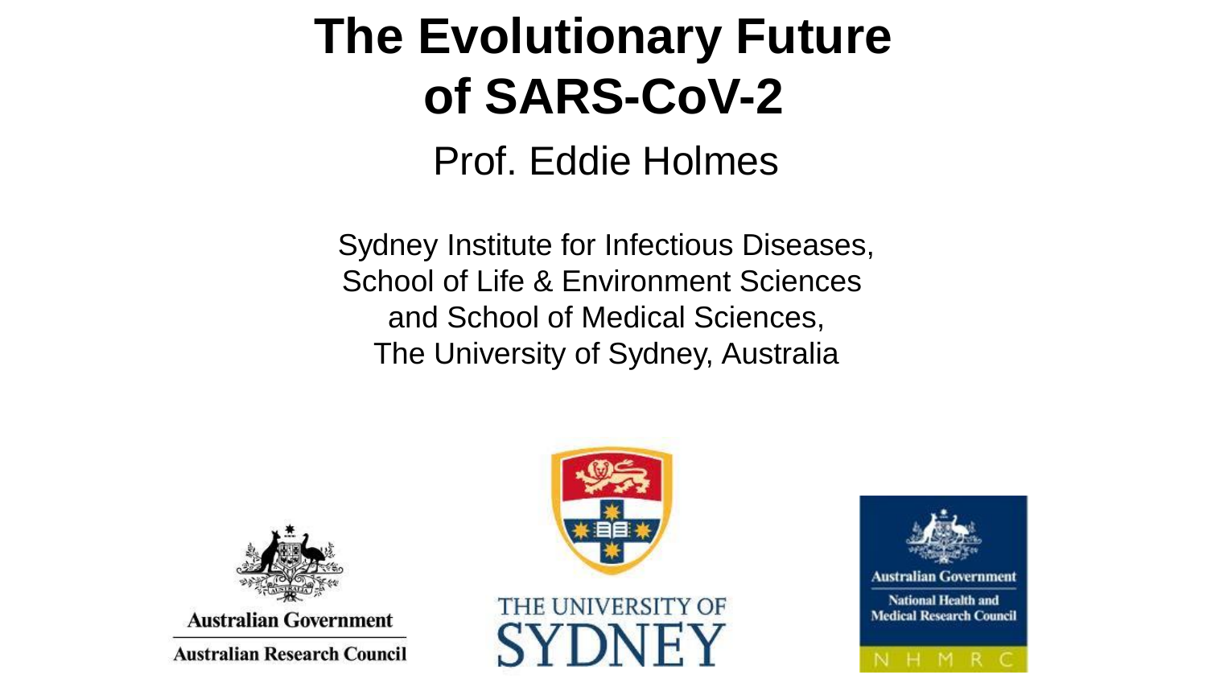# The Evolutionary Future of SARS-CoV-2

Prof. Eddie Holmes

Sydney Institute for Infectious Diseases,
School of Life & Environment Sciences
and School of Medical Sciences,
The University of Sydney, Australia

Australian Government
Australian Research Council

THE UNIVERSITY OF SYDNEY

Australian Government
National Health and Medical Research Council
NHMRC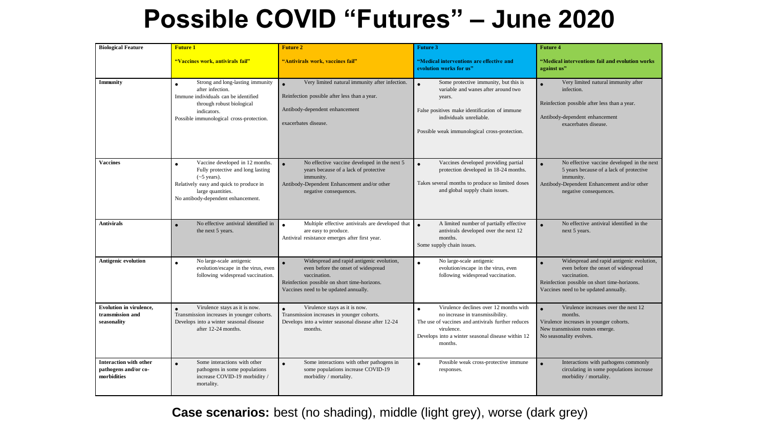# Possible COVID "Futures" – June 2020

| Biological Feature | Future 1<br>"Vaccines work, antivirals fail" | Future 2<br>"Antivirals work, vaccines fail" | Future 3<br>"Medical interventions are effective and evolution works for us" | Future 4<br>"Medical interventions fail and evolution works against us" |
|---|---|---|---|---|
| **Immunity** | • Strong and long-lasting immunity after infection.<br>Immune individuals can be identified through robust biological indicators.<br>Possible immunological cross-protection. | • Very limited natural immunity after infection.<br>Reinfection possible after less than a year.<br>Antibody-dependent enhancement<br>exacerbates disease. | • Some protective immunity, but this is variable and wanes after around two years.<br>False positives make identification of immune individuals unreliable.<br>Possible weak immunological cross-protection. | • Very limited natural immunity after infection.<br>Reinfection possible after less than a year.<br>Antibody-dependent enhancement exacerbates disease. |
| **Vaccines** | • Vaccine developed in 12 months. Fully protective and long lasting (~5 years).<br>Relatively easy and quick to produce in large quantities.<br>No antibody-dependent enhancement. | • No effective vaccine developed in the next 5 years because of a lack of protective immunity.<br>Antibody-Dependent Enhancement and/or other negative consequences. | • Vaccines developed providing partial protection developed in 18-24 months.<br>Takes several months to produce so limited doses and global supply chain issues. | • No effective vaccine developed in the next 5 years because of a lack of protective immunity.<br>Antibody-Dependent Enhancement and/or other negative consequences. |
| **Antivirals** | • No effective antiviral identified in the next 5 years. | • Multiple effective antivirals are developed that are easy to produce.<br>Antiviral resistance emerges after first year. | • A limited number of partially effective antivirals developed over the next 12 months.<br>Some supply chain issues. | • No effective antiviral identified in the next 5 years. |
| **Antigenic evolution** | • No large-scale antigenic evolution/escape in the virus, even following widespread vaccination. | • Widespread and rapid antigenic evolution, even before the onset of widespread vaccination.<br>Reinfection possible on short time-horizons.<br>Vaccines need to be updated annually. | • No large-scale antigenic evolution/escape in the virus, even following widespread vaccination. | • Widespread and rapid antigenic evolution, even before the onset of widespread vaccination.<br>Reinfection possible on short time-horizons.<br>Vaccines need to be updated annually. |
| **Evolution in virulence, transmission and seasonality** | • Virulence stays as it is now.<br>Transmission increases in younger cohorts.<br>Develops into a winter seasonal disease after 12-24 months. | • Virulence stays as it is now.<br>Transmission increases in younger cohorts.<br>Develops into a winter seasonal disease after 12-24 months. | • Virulence declines over 12 months with no increase in transmissibility.<br>The use of vaccines and antivirals further reduces virulence.<br>Develops into a winter seasonal disease within 12 months. | • Virulence increases over the next 12 months.<br>Virulence increases in younger cohorts.<br>New transmission routes emerge.<br>No seasonality evolves. |
| **Interaction with other pathogens and/or co-morbidities** | • Some interactions with other pathogens in some populations increase COVID-19 morbidity / mortality. | • Some interactions with other pathogens in some populations increase COVID-19 morbidity / mortality. | • Possible weak cross-protective immune responses. | • Interactions with pathogens commonly circulating in some populations increase morbidity / mortality. |

**Case scenarios:** best (no shading), middle (light grey), worse (dark grey)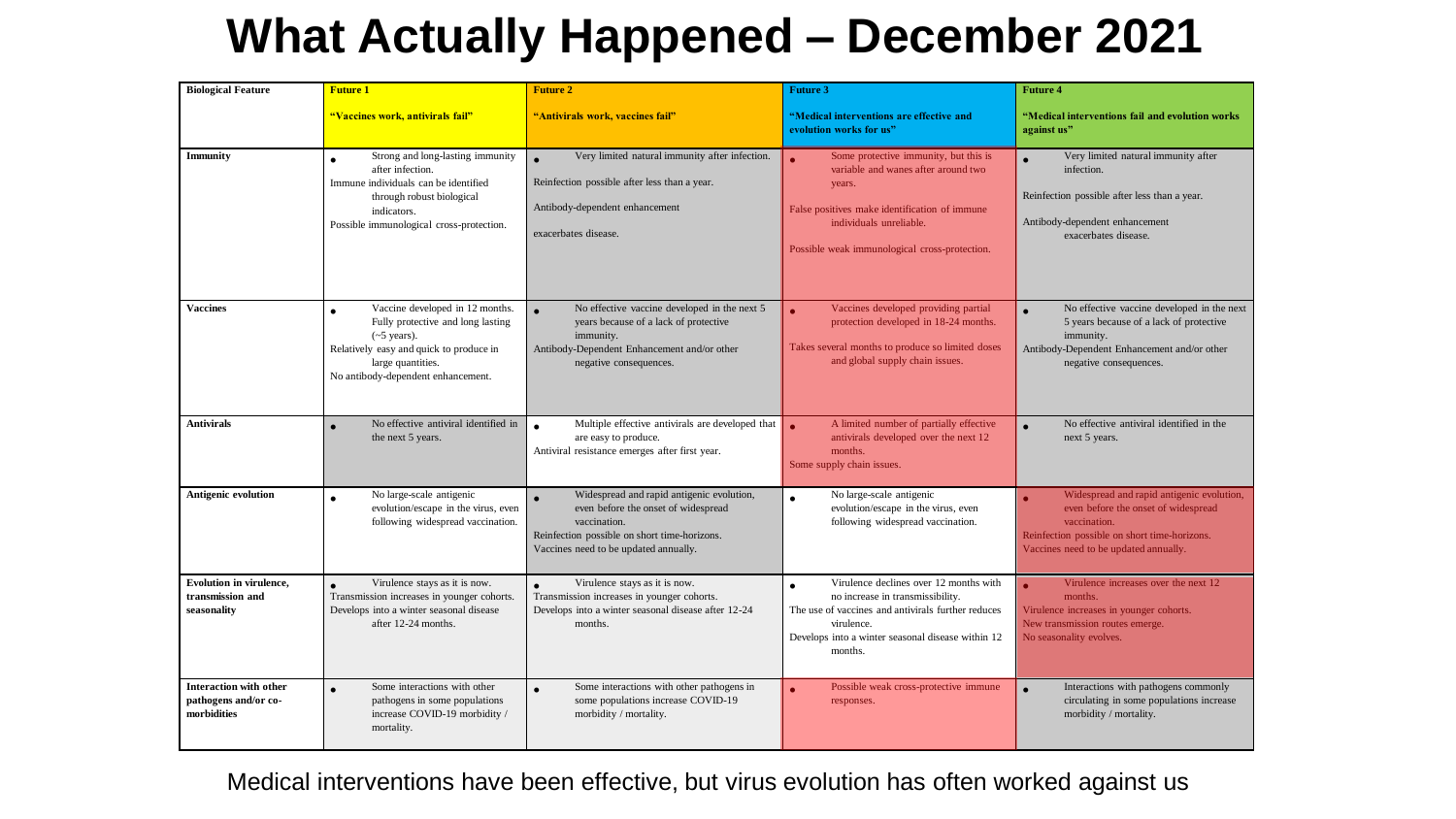# What Actually Happened – December 2021

| Biological Feature | Future 1<br>"Vaccines work, antivirals fail" | Future 2<br>"Antivirals work, vaccines fail" | Future 3<br>"Medical interventions are effective and evolution works for us" | Future 4<br>"Medical interventions fail and evolution works against us" |
|---|---|---|---|---|
| Immunity | • Strong and long-lasting immunity after infection.<br>Immune individuals can be identified through robust biological indicators.<br>Possible immunological cross-protection. | • Very limited natural immunity after infection.<br>Reinfection possible after less than a year.<br>Antibody-dependent enhancement<br>exacerbates disease. | • Some protective immunity, but this is variable and wanes after around two years.<br>False positives make identification of immune individuals unreliable.<br>Possible weak immunological cross-protection. | • Very limited natural immunity after infection.<br>Reinfection possible after less than a year.<br>Antibody-dependent enhancement exacerbates disease. |
| Vaccines | • Vaccine developed in 12 months. Fully protective and long lasting (~5 years).<br>Relatively easy and quick to produce in large quantities.<br>No antibody-dependent enhancement. | • No effective vaccine developed in the next 5 years because of a lack of protective immunity.<br>Antibody-Dependent Enhancement and/or other negative consequences. | • Vaccines developed providing partial protection developed in 18-24 months.<br>Takes several months to produce so limited doses and global supply chain issues. | • No effective vaccine developed in the next 5 years because of a lack of protective immunity.<br>Antibody-Dependent Enhancement and/or other negative consequences. |
| Antivirals | • No effective antiviral identified in the next 5 years. | • Multiple effective antivirals are developed that are easy to produce.<br>Antiviral resistance emerges after first year. | • A limited number of partially effective antivirals developed over the next 12 months.<br>Some supply chain issues. | • No effective antiviral identified in the next 5 years. |
| Antigenic evolution | • No large-scale antigenic evolution/escape in the virus, even following widespread vaccination. | • Widespread and rapid antigenic evolution, even before the onset of widespread vaccination.<br>Reinfection possible on short time-horizons.<br>Vaccines need to be updated annually. | • No large-scale antigenic evolution/escape in the virus, even following widespread vaccination. | • Widespread and rapid antigenic evolution, even before the onset of widespread vaccination.<br>Reinfection possible on short time-horizons.<br>Vaccines need to be updated annually. |
| Evolution in virulence, transmission and seasonality | • Virulence stays as it is now.<br>Transmission increases in younger cohorts.<br>Develops into a winter seasonal disease after 12-24 months. | • Virulence stays as it is now.<br>Transmission increases in younger cohorts.<br>Develops into a winter seasonal disease after 12-24 months. | • Virulence declines over 12 months with no increase in transmissibility.<br>The use of vaccines and antivirals further reduces virulence.<br>Develops into a winter seasonal disease within 12 months. | • Virulence increases over the next 12 months.<br>Virulence increases in younger cohorts.<br>New transmission routes emerge.<br>No seasonality evolves. |
| Interaction with other pathogens and/or co-morbidities | • Some interactions with other pathogens in some populations increase COVID-19 morbidity / mortality. | • Some interactions with other pathogens in some populations increase COVID-19 morbidity / mortality. | • Possible weak cross-protective immune responses. | • Interactions with pathogens commonly circulating in some populations increase morbidity / mortality. |

Medical interventions have been effective, but virus evolution has often worked against us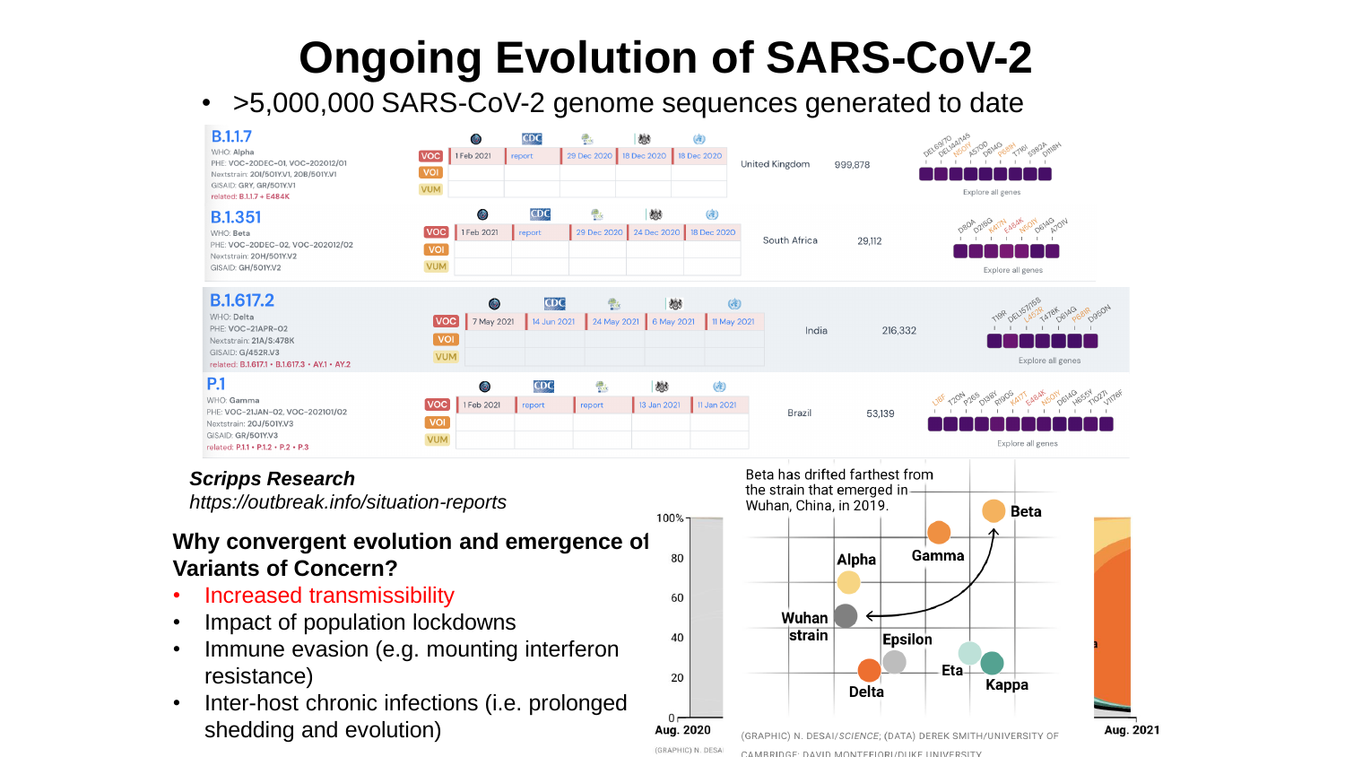# Ongoing Evolution of SARS-CoV-2

- >5,000,000 SARS-CoV-2 genome sequences generated to date

| Lineage | | | | | | | Country | Sequences | Mutations |
|---|---|---|---|---|---|---|---|---|---|
| **B.1.1.7**<br>WHO: Alpha<br>PHE: VOC-20DEC-01, VOC-202012/01<br>Nextstrain: 20I/501Y.V1, 20B/501Y.V1<br>GISAID: GRY, GR/501Y.V1<br>related: B.1.1.7 + E484K | VOC / VOI / VUM | 1 Feb 2021 | report | 29 Dec 2020 | 18 Dec 2020 | 18 Dec 2020 | United Kingdom | 999,878 | DEL69/70, DEL144/145, N501Y, A570D, D614G, P681H, T716I, S982A, D1118H — Explore all genes |
| **B.1.351**<br>WHO: Beta<br>PHE: VOC-20DEC-02, VOC-202012/02<br>Nextstrain: 20H/501Y.V2<br>GISAID: GH/501Y.V2 | VOC / VOI / VUM | 1 Feb 2021 | report | 29 Dec 2020 | 24 Dec 2020 | 18 Dec 2020 | South Africa | 29,112 | D80A, D215G, K417N, E484K, N501Y, D614G, A701V — Explore all genes |
| **B.1.617.2**<br>WHO: Delta<br>PHE: VOC-21APR-02<br>Nextstrain: 21A/S:478K<br>GISAID: G/452R.V3<br>related: B.1.617.1 • B.1.617.3 • AY.1 • AY.2 | VOC / VOI / VUM | 7 May 2021 | 14 Jun 2021 | 24 May 2021 | 6 May 2021 | 11 May 2021 | India | 216,332 | T19R, DEL157/158, L452R, T478K, D614G, P681R, D950N — Explore all genes |
| **P.1**<br>WHO: Gamma<br>PHE: VOC-21JAN-02, VOC-202101/02<br>Nextstrain: 20J/501Y.V3<br>GISAID: GR/501Y.V3<br>related: P.1.1 • P.1.2 • P.2 • P.3 | VOC / VOI / VUM | 1 Feb 2021 | report | report | 13 Jan 2021 | 11 Jan 2021 | Brazil | 53,139 | L18F, T20N, P26S, D138Y, R190S, K417T, E484K, N501Y, D614G, H655Y, T1027I, V1176F — Explore all genes |

*Scripps Research*
*https://outbreak.info/situation-reports*

## Why convergent evolution and emergence of Variants of Concern?

- Increased transmissibility
- Impact of population lockdowns
- Immune evasion (e.g. mounting interferon resistance)
- Inter-host chronic infections (i.e. prolonged shedding and evolution)

Beta has drifted farthest from the strain that emerged in Wuhan, China, in 2019.

(GRAPHIC) N. DESAI/*SCIENCE*; (DATA) DEREK SMITH/UNIVERSITY OF CAMBRIDGE; DAVID MONTEFIORI/DUKE UNIVERSITY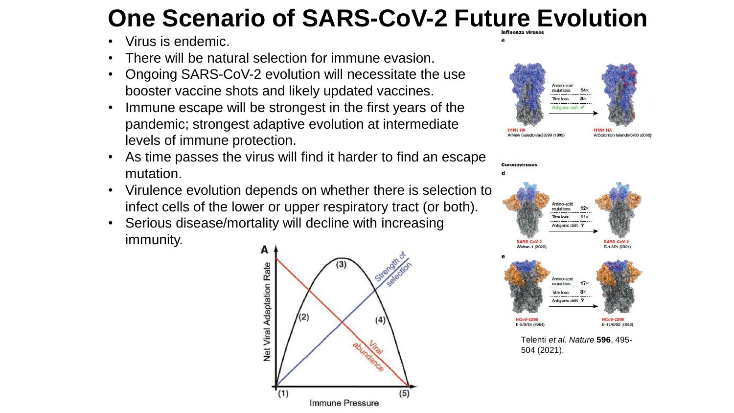# One Scenario of SARS-CoV-2 Future Evolution

- Virus is endemic.
- There will be natural selection for immune evasion.
- Ongoing SARS-CoV-2 evolution will necessitate the use booster vaccine shots and likely updated vaccines.
- Immune escape will be strongest in the first years of the pandemic; strongest adaptive evolution at intermediate levels of immune protection.
- As time passes the virus will find it harder to find an escape mutation.
- Virulence evolution depends on whether there is selection to infect cells of the lower or upper respiratory tract (or both).
- Serious disease/mortality will decline with increasing immunity.

Telenti *et al*. *Nature* **596**, 495-504 (2021).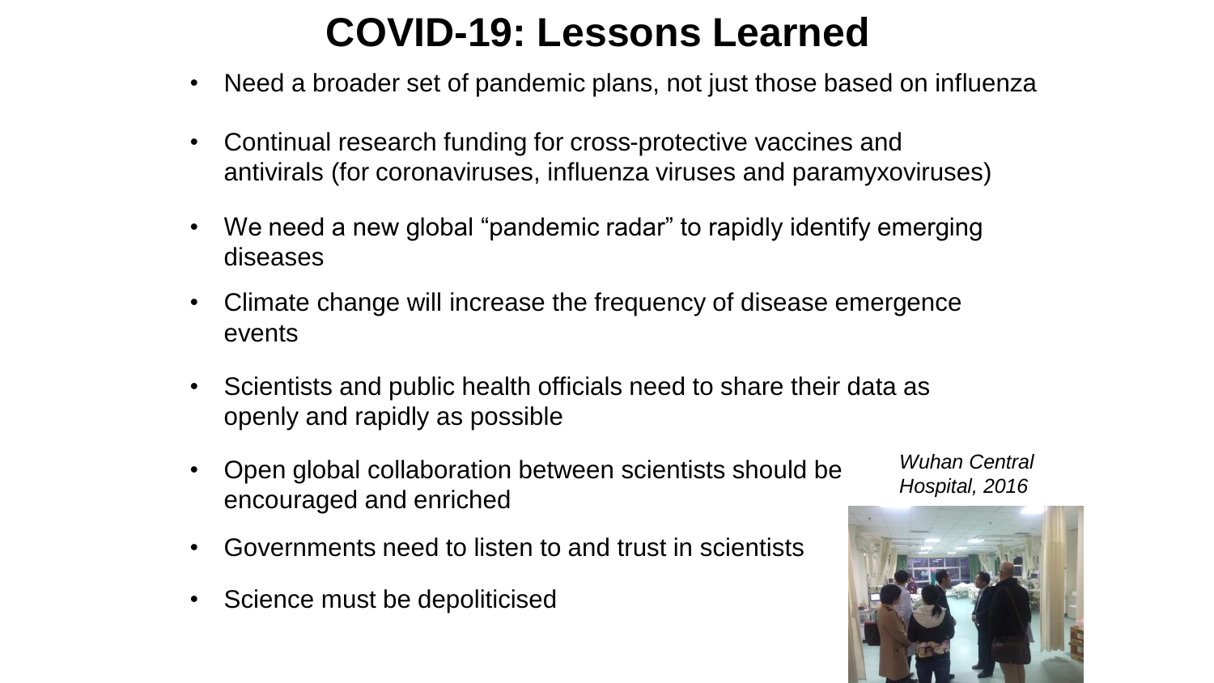# COVID-19: Lessons Learned

- Need a broader set of pandemic plans, not just those based on influenza
- Continual research funding for cross-protective vaccines and antivirals (for coronaviruses, influenza viruses and paramyxoviruses)
- We need a new global "pandemic radar" to rapidly identify emerging diseases
- Climate change will increase the frequency of disease emergence events
- Scientists and public health officials need to share their data as openly and rapidly as possible
- Open global collaboration between scientists should be encouraged and enriched
- Governments need to listen to and trust in scientists
- Science must be depoliticised

*Wuhan Central Hospital, 2016*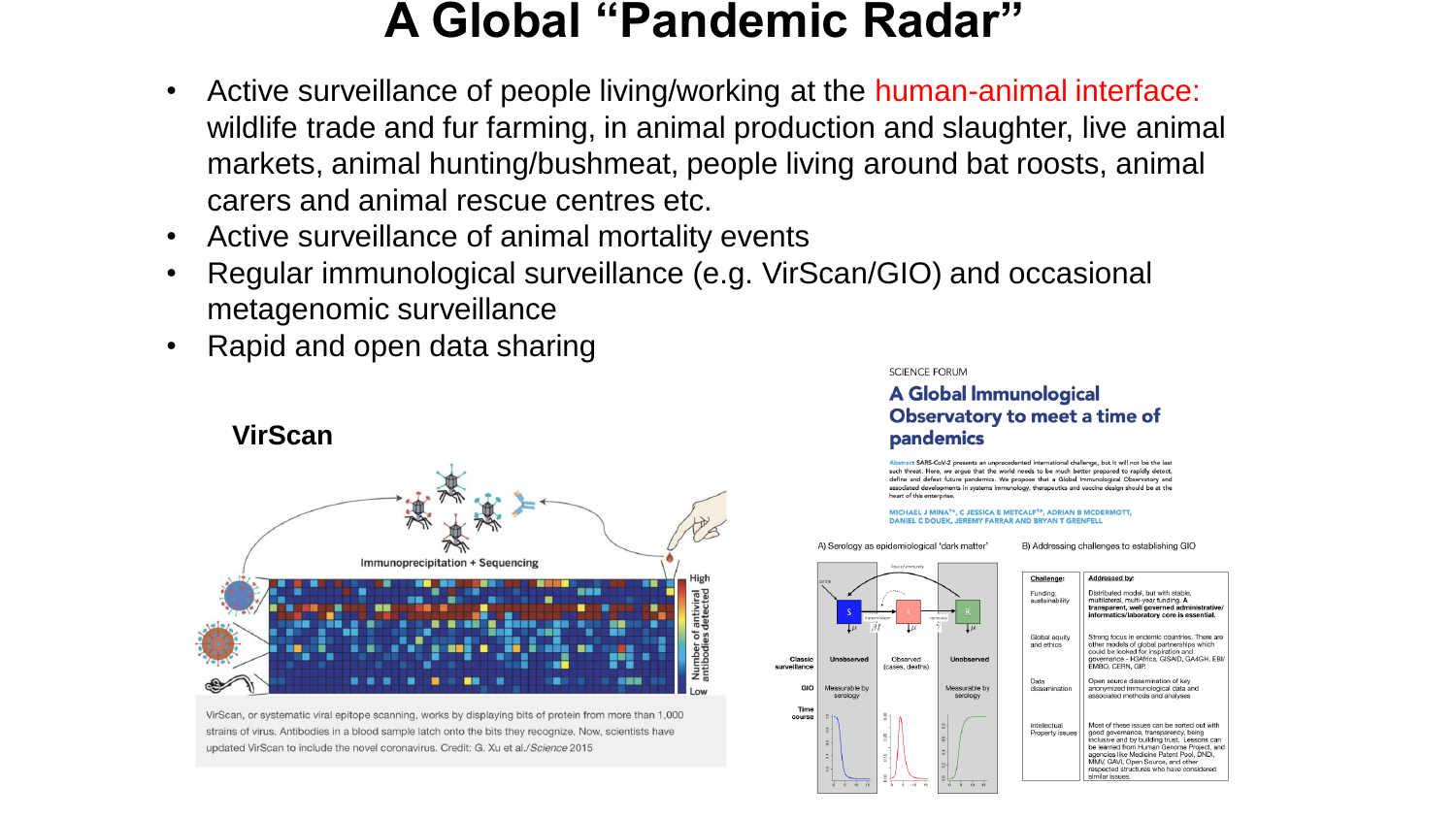# A Global "Pandemic Radar"

- Active surveillance of people living/working at the human-animal interface: wildlife trade and fur farming, in animal production and slaughter, live animal markets, animal hunting/bushmeat, people living around bat roosts, animal carers and animal rescue centres etc.
- Active surveillance of animal mortality events
- Regular immunological surveillance (e.g. VirScan/GIO) and occasional metagenomic surveillance
- Rapid and open data sharing

**VirScan**

Immunoprecipitation + Sequencing

High

Number of antiviral antibodies detected

Low

VirScan, or systematic viral epitope scanning, works by displaying bits of protein from more than 1,000 strains of virus. Antibodies in a blood sample latch onto the bits they recognize. Now, scientists have updated VirScan to include the novel coronavirus. Credit: G. Xu et al./*Science* 2015

SCIENCE FORUM

## A Global Immunological Observatory to meet a time of pandemics

**Abstract** SARS-CoV-2 presents an unprecedented international challenge, but it will not be the last such threat. Here, we argue that the world needs to be much better prepared to rapidly detect, define and defeat future pandemics. We propose that a Global Immunological Observatory and associated developments in systems immunology, therapeutics and vaccine design should be at the heart of this enterprise.

MICHAEL J MINA, C JESSICA E METCALF, ADRIAN B MCDERMOTT, DANIEL C DOUEK, JEREMY FARRAR AND BRYAN T GRENFELL

A) Serology as epidemiological 'dark matter'

Loss of immunity

Births

S

I

R

transmission

recovery

Classic surveillance: Unobserved | Observed (cases, deaths) | Unobserved

GIO: Measurable by serology | | Measurable by serology

Time course

B) Addressing challenges to establishing GIO

| Challenge: | Addressed by: |
| --- | --- |
| Funding, sustainability | Distributed model, but with stable, multilateral, multi-year funding. **A transparent, well governed administrative/informatics/laboratory core is essential.** |
| Global equity and ethics | Strong focus in endemic countries. There are other models of global partnerships which could be looked for inspiration and governance - H3Africa, GISAID, GA4GH, EBI/EMBO, CERN, GIP. |
| Data dissemination | Open source dissemination of key anonymized immunological data and associated methods and analyses |
| Intellectual Property issues | Most of these issues can be sorted out with good governance, transparency, being inclusive and by building trust. Lessons can be learned from Human Genome Project, and agencies like Medicine Patent Pool, DNDi, MMV, GAVI, Open Source, and other respected structures who have considered similar issues. |